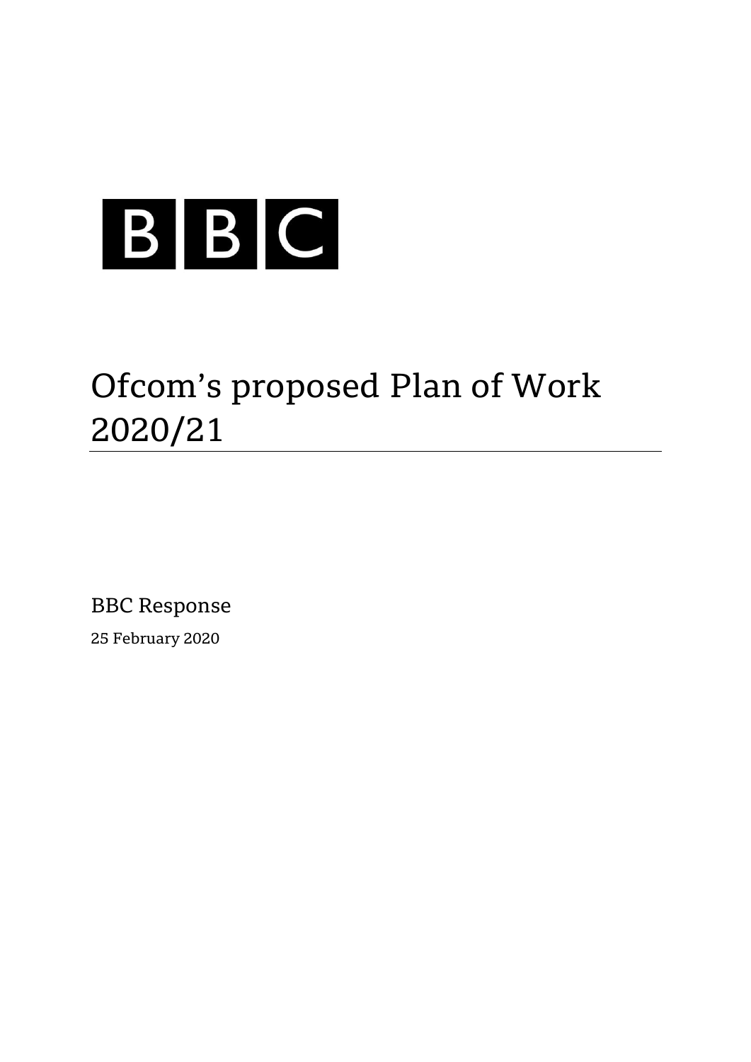BBC

# Ofcom's proposed Plan of Work 2020/21

BBC Response

25 February 2020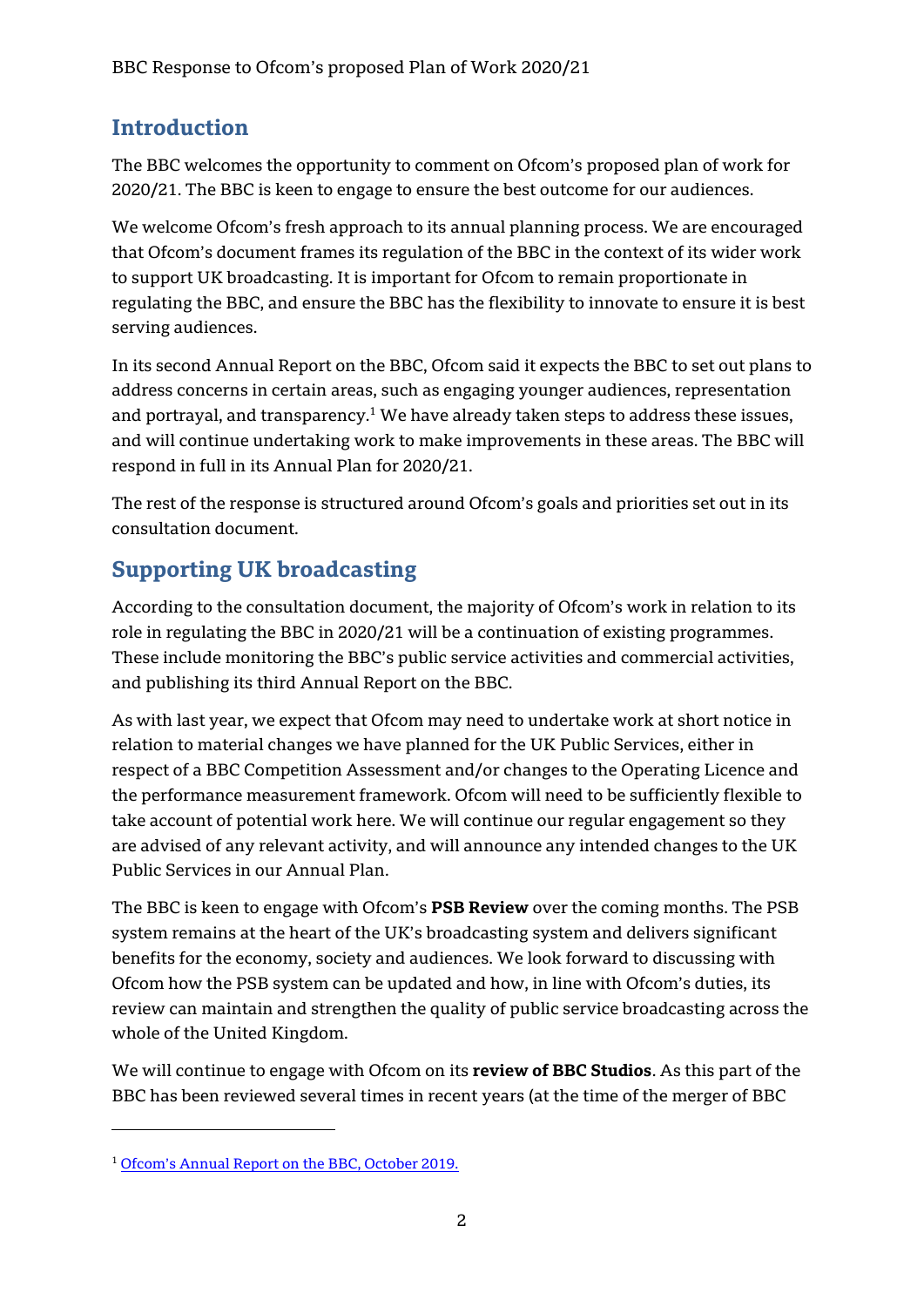## Introduction

The BBC welcomes the opportunity to comment on Ofcom's proposed plan of work for 2020/21. The BBC is keen to engage to ensure the best outcome for our audiences.

We welcome Ofcom's fresh approach to its annual planning process. We are encouraged that Ofcom's document frames its regulation of the BBC in the context of its wider work to support UK broadcasting. It is important for Ofcom to remain proportionate in regulating the BBC, and ensure the BBC has the flexibility to innovate to ensure it is best serving audiences.

In its second Annual Report on the BBC, Ofcom said it expects the BBC to set out plans to address concerns in certain areas, such as engaging younger audiences, representation and portrayal, and transparency.[1] We have already taken steps to address these issues, and will continue undertaking work to make improvements in these areas. The BBC will respond in full in its Annual Plan for 2020/21.

The rest of the response is structured around Ofcom's goals and priorities set out in its consultation document.

## Supporting UK broadcasting

According to the consultation document, the majority of Ofcom's work in relation to its role in regulating the BBC in 2020/21 will be a continuation of existing programmes. These include monitoring the BBC's public service activities and commercial activities, and publishing its third Annual Report on the BBC.

As with last year, we expect that Ofcom may need to undertake work at short notice in relation to material changes we have planned for the UK Public Services, either in respect of a BBC Competition Assessment and/or changes to the Operating Licence and the performance measurement framework. Ofcom will need to be sufficiently flexible to take account of potential work here. We will continue our regular engagement so they are advised of any relevant activity, and will announce any intended changes to the UK Public Services in our Annual Plan.

The BBC is keen to engage with Ofcom's **PSB Review** over the coming months. The PSB system remains at the heart of the UK's broadcasting system and delivers significant benefits for the economy, society and audiences. We look forward to discussing with Ofcom how the PSB system can be updated and how, in line with Ofcom's duties, its review can maintain and strengthen the quality of public service broadcasting across the whole of the United Kingdom.

We will continue to engage with Ofcom on its **review of BBC Studios**. As this part of the BBC has been reviewed several times in recent years (at the time of the merger of BBC

---

[1] Ofcom's Annual Report on the BBC, October 2019.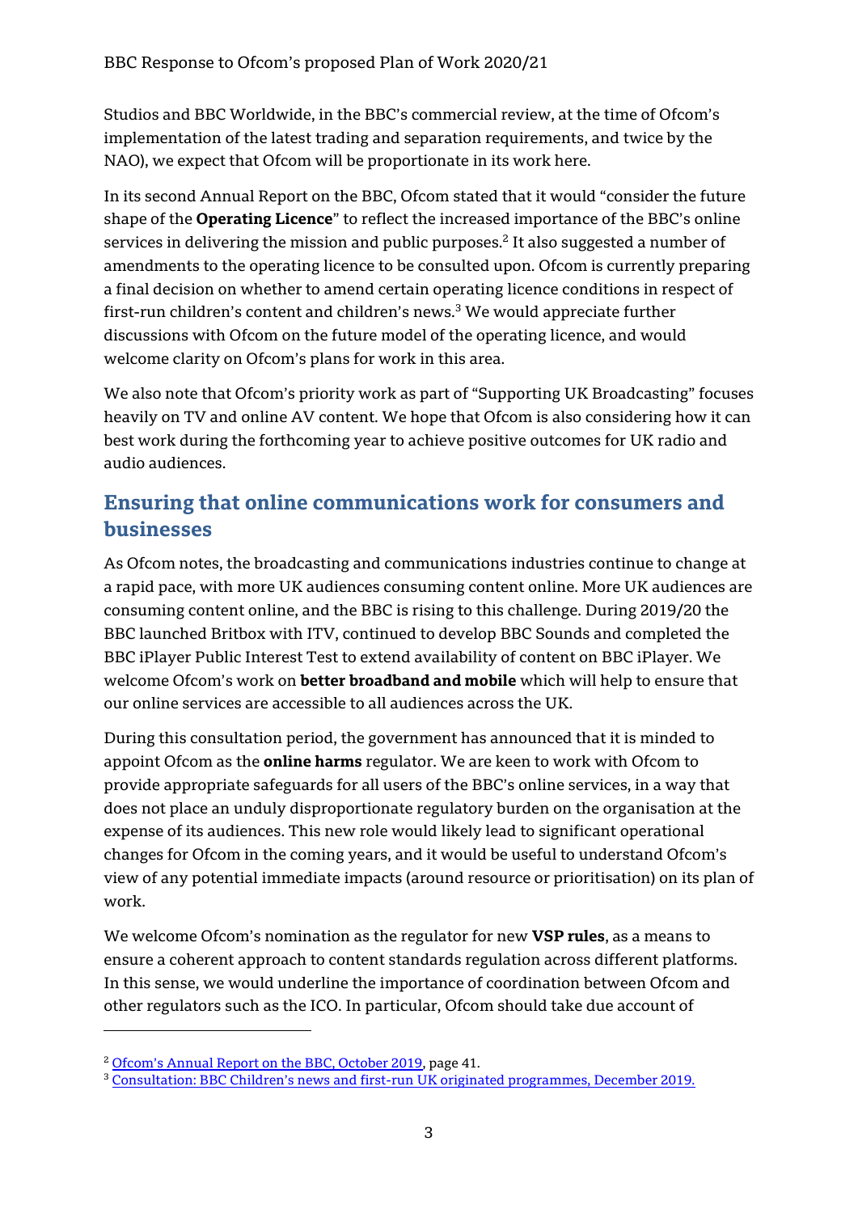Studios and BBC Worldwide, in the BBC's commercial review, at the time of Ofcom's implementation of the latest trading and separation requirements, and twice by the NAO), we expect that Ofcom will be proportionate in its work here.

In its second Annual Report on the BBC, Ofcom stated that it would "consider the future shape of the **Operating Licence**" to reflect the increased importance of the BBC's online services in delivering the mission and public purposes.[2] It also suggested a number of amendments to the operating licence to be consulted upon. Ofcom is currently preparing a final decision on whether to amend certain operating licence conditions in respect of first-run children's content and children's news.[3] We would appreciate further discussions with Ofcom on the future model of the operating licence, and would welcome clarity on Ofcom's plans for work in this area.

We also note that Ofcom's priority work as part of "Supporting UK Broadcasting" focuses heavily on TV and online AV content. We hope that Ofcom is also considering how it can best work during the forthcoming year to achieve positive outcomes for UK radio and audio audiences.

## Ensuring that online communications work for consumers and businesses

As Ofcom notes, the broadcasting and communications industries continue to change at a rapid pace, with more UK audiences consuming content online. More UK audiences are consuming content online, and the BBC is rising to this challenge. During 2019/20 the BBC launched Britbox with ITV, continued to develop BBC Sounds and completed the BBC iPlayer Public Interest Test to extend availability of content on BBC iPlayer. We welcome Ofcom's work on **better broadband and mobile** which will help to ensure that our online services are accessible to all audiences across the UK.

During this consultation period, the government has announced that it is minded to appoint Ofcom as the **online harms** regulator. We are keen to work with Ofcom to provide appropriate safeguards for all users of the BBC's online services, in a way that does not place an unduly disproportionate regulatory burden on the organisation at the expense of its audiences. This new role would likely lead to significant operational changes for Ofcom in the coming years, and it would be useful to understand Ofcom's view of any potential immediate impacts (around resource or prioritisation) on its plan of work.

We welcome Ofcom's nomination as the regulator for new **VSP rules**, as a means to ensure a coherent approach to content standards regulation across different platforms. In this sense, we would underline the importance of coordination between Ofcom and other regulators such as the ICO. In particular, Ofcom should take due account of

---

[2] Ofcom's Annual Report on the BBC, October 2019, page 41.

[3] Consultation: BBC Children's news and first-run UK originated programmes, December 2019.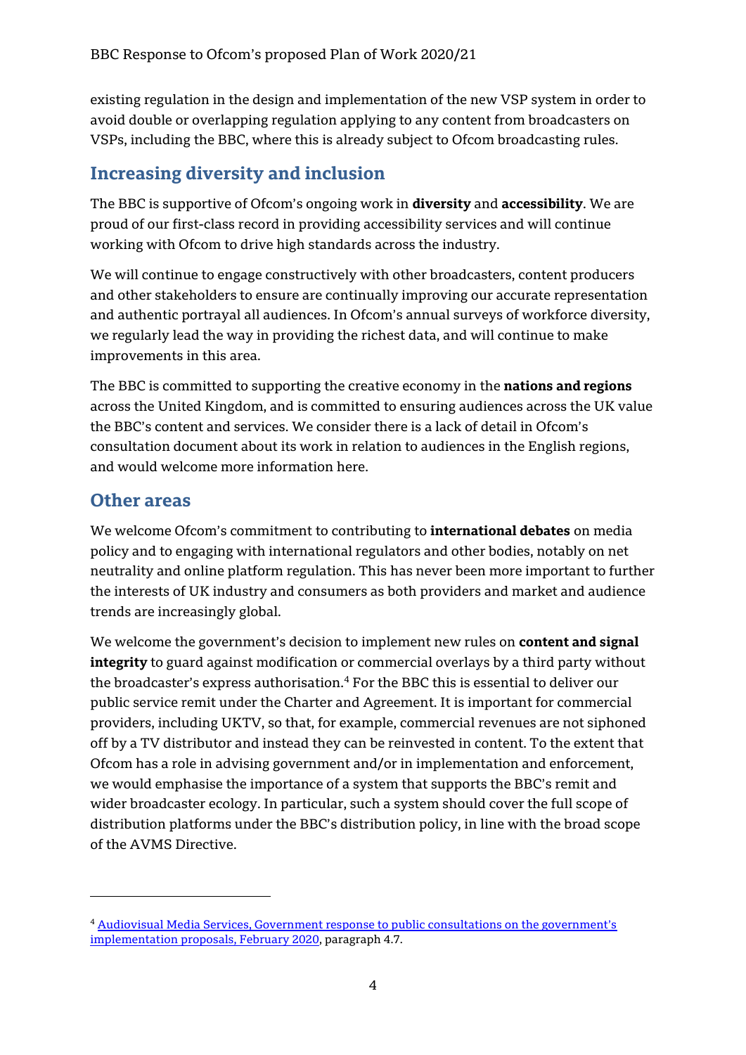existing regulation in the design and implementation of the new VSP system in order to avoid double or overlapping regulation applying to any content from broadcasters on VSPs, including the BBC, where this is already subject to Ofcom broadcasting rules.

## Increasing diversity and inclusion

The BBC is supportive of Ofcom's ongoing work in **diversity** and **accessibility**. We are proud of our first-class record in providing accessibility services and will continue working with Ofcom to drive high standards across the industry.

We will continue to engage constructively with other broadcasters, content producers and other stakeholders to ensure are continually improving our accurate representation and authentic portrayal all audiences. In Ofcom's annual surveys of workforce diversity, we regularly lead the way in providing the richest data, and will continue to make improvements in this area.

The BBC is committed to supporting the creative economy in the **nations and regions** across the United Kingdom, and is committed to ensuring audiences across the UK value the BBC's content and services. We consider there is a lack of detail in Ofcom's consultation document about its work in relation to audiences in the English regions, and would welcome more information here.

## Other areas

We welcome Ofcom's commitment to contributing to **international debates** on media policy and to engaging with international regulators and other bodies, notably on net neutrality and online platform regulation. This has never been more important to further the interests of UK industry and consumers as both providers and market and audience trends are increasingly global.

We welcome the government's decision to implement new rules on **content and signal integrity** to guard against modification or commercial overlays by a third party without the broadcaster's express authorisation.[4] For the BBC this is essential to deliver our public service remit under the Charter and Agreement. It is important for commercial providers, including UKTV, so that, for example, commercial revenues are not siphoned off by a TV distributor and instead they can be reinvested in content. To the extent that Ofcom has a role in advising government and/or in implementation and enforcement, we would emphasise the importance of a system that supports the BBC's remit and wider broadcaster ecology. In particular, such a system should cover the full scope of distribution platforms under the BBC's distribution policy, in line with the broad scope of the AVMS Directive.

---

[4] Audiovisual Media Services, Government response to public consultations on the government's implementation proposals, February 2020, paragraph 4.7.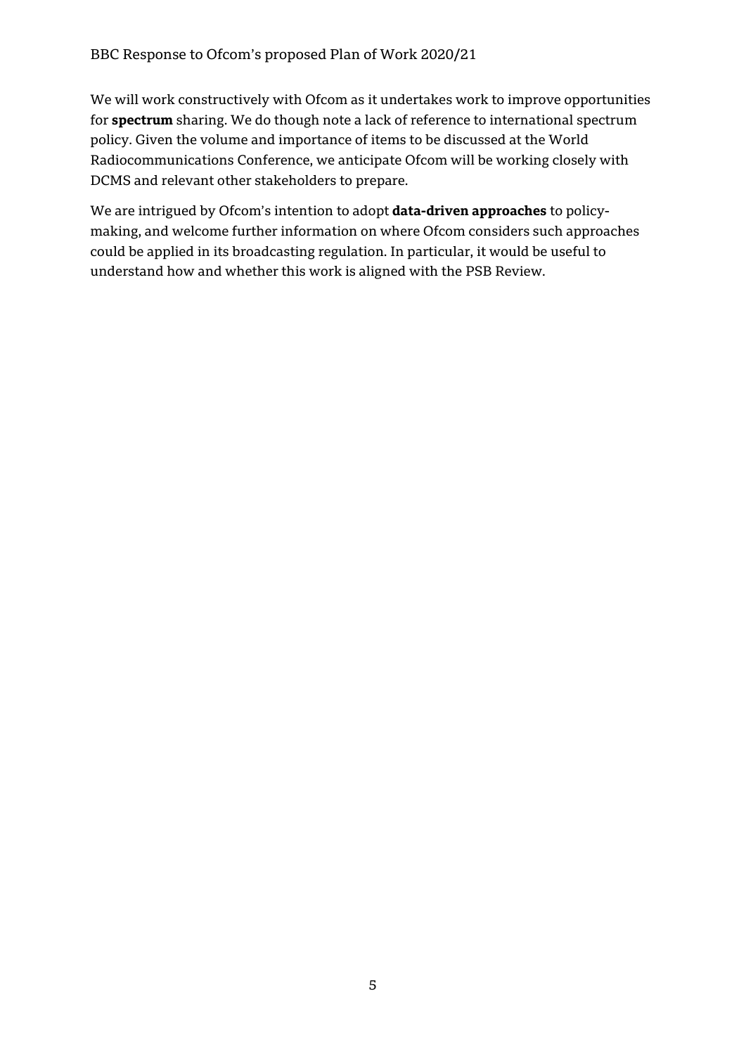We will work constructively with Ofcom as it undertakes work to improve opportunities for **spectrum** sharing. We do though note a lack of reference to international spectrum policy. Given the volume and importance of items to be discussed at the World Radiocommunications Conference, we anticipate Ofcom will be working closely with DCMS and relevant other stakeholders to prepare.

We are intrigued by Ofcom's intention to adopt **data-driven approaches** to policy-making, and welcome further information on where Ofcom considers such approaches could be applied in its broadcasting regulation. In particular, it would be useful to understand how and whether this work is aligned with the PSB Review.